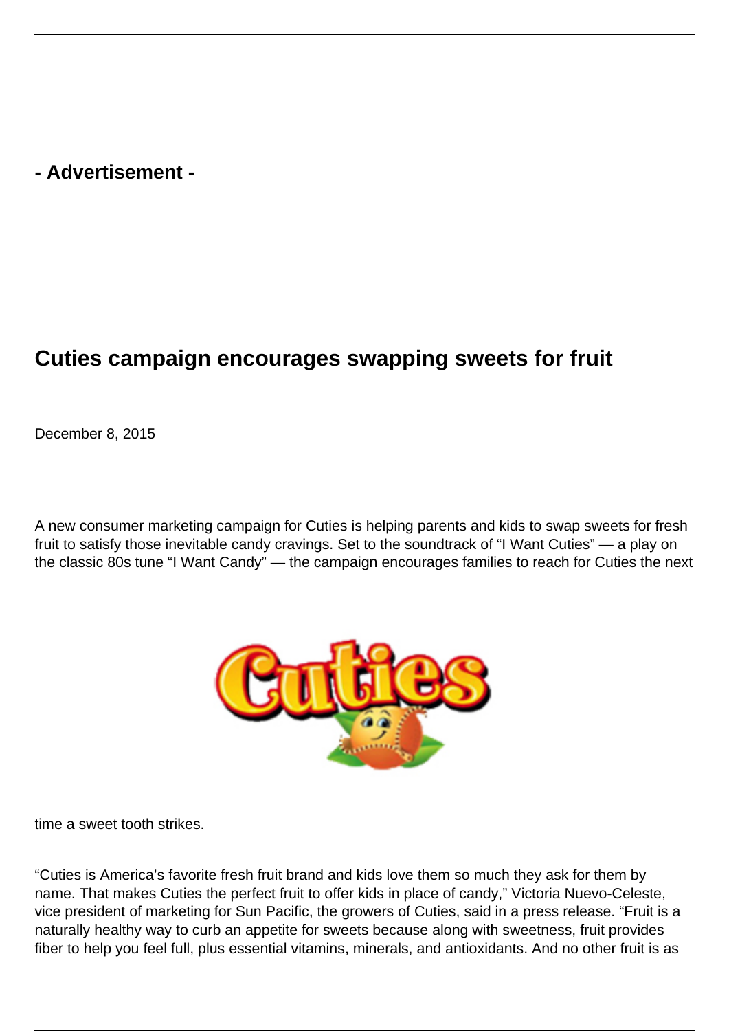**- Advertisement -**

## Cuties campaign encourages swapping sweets for fruit

December 8, 2015

A new consumer marketing campaign for Cuties is helping parents and kids to swap sweets for fresh fruit to satisfy those inevitable candy cravings. Set to the soundtrack of “I Want Cuties” — a play on the classic 80s tune “I Want Candy” — the campaign encourages families to reach for Cuties the next time a sweet tooth strikes.

“Cuties is America’s favorite fresh fruit brand and kids love them so much they ask for them by name. That makes Cuties the perfect fruit to offer kids in place of candy,” Victoria Nuevo-Celeste, vice president of marketing for Sun Pacific, the growers of Cuties, said in a press release. “Fruit is a naturally healthy way to curb an appetite for sweets because along with sweetness, fruit provides fiber to help you feel full, plus essential vitamins, minerals, and antioxidants. And no other fruit is as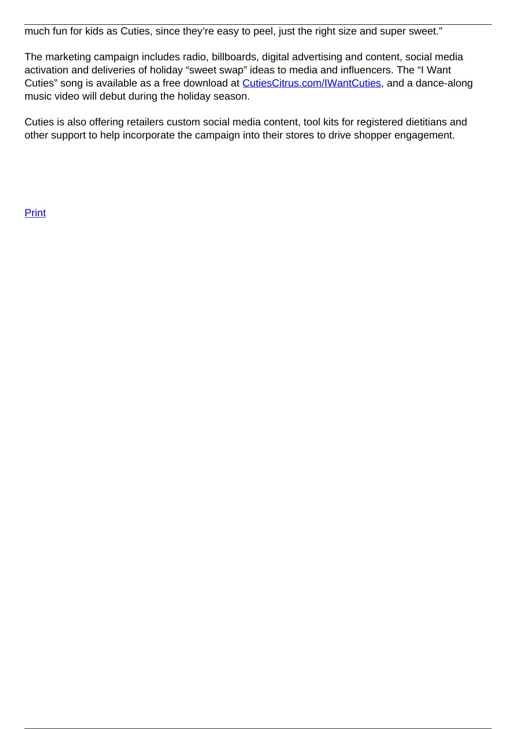much fun for kids as Cuties, since they're easy to peel, just the right size and super sweet."

The marketing campaign includes radio, billboards, digital advertising and content, social media activation and deliveries of holiday "sweet swap" ideas to media and influencers. The "I Want Cuties" song is available as a free download at [CutiesCitrus.com/IWantCuties](CutiesCitrus.com/IWantCuties), and a dance-along music video will debut during the holiday season.

Cuties is also offering retailers custom social media content, tool kits for registered dietitians and other support to help incorporate the campaign into their stores to drive shopper engagement.

Print